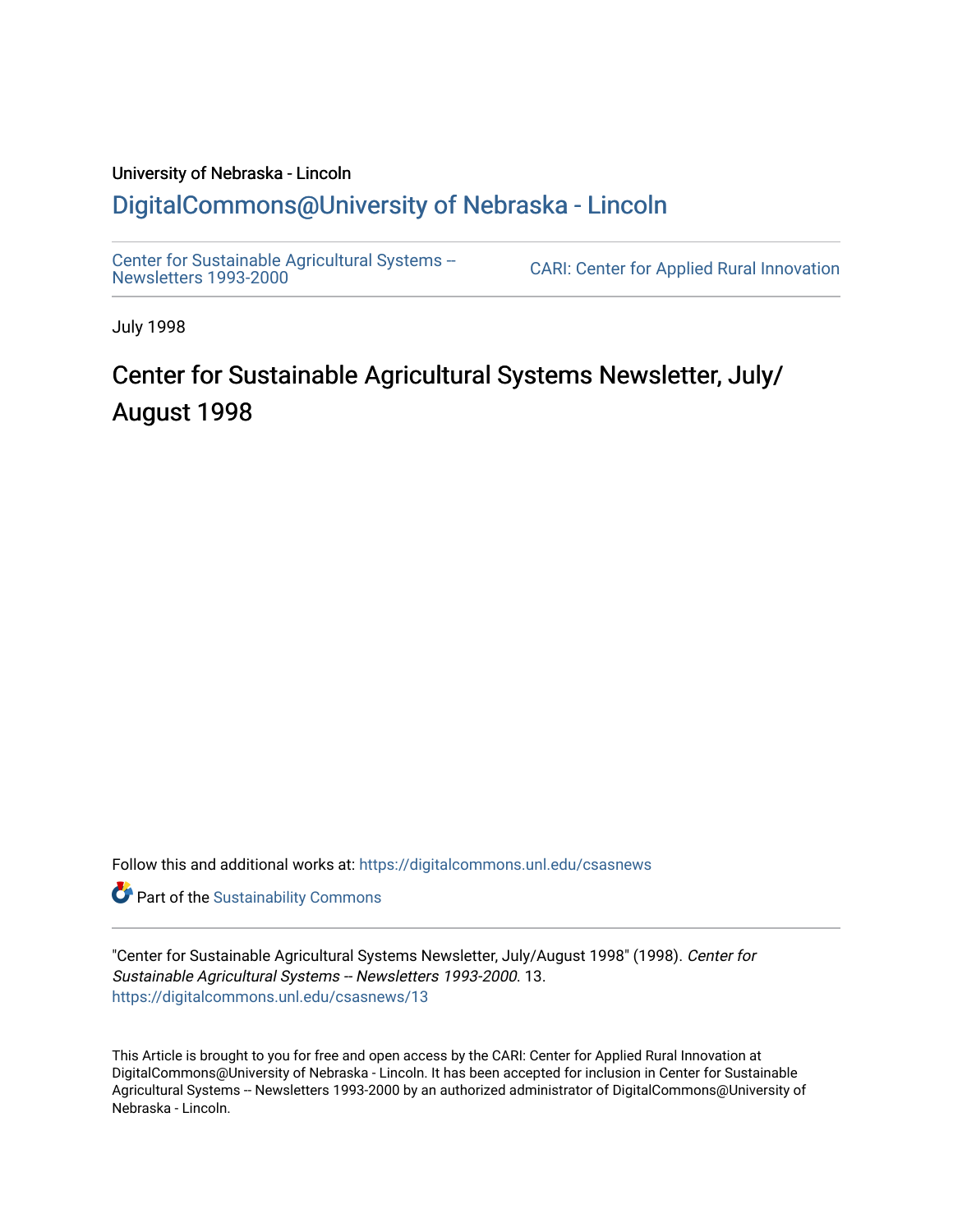University of Nebraska - Lincoln

## DigitalCommons@University of Nebraska - Lincoln

Center for Sustainable Agricultural Systems -- Newsletters 1993-2000

CARI: Center for Applied Rural Innovation

July 1998

# Center for Sustainable Agricultural Systems Newsletter, July/August 1998

Follow this and additional works at: https://digitalcommons.unl.edu/csasnews

Part of the Sustainability Commons

"Center for Sustainable Agricultural Systems Newsletter, July/August 1998" (1998). *Center for Sustainable Agricultural Systems -- Newsletters 1993-2000*. 13.
https://digitalcommons.unl.edu/csasnews/13

This Article is brought to you for free and open access by the CARI: Center for Applied Rural Innovation at DigitalCommons@University of Nebraska - Lincoln. It has been accepted for inclusion in Center for Sustainable Agricultural Systems -- Newsletters 1993-2000 by an authorized administrator of DigitalCommons@University of Nebraska - Lincoln.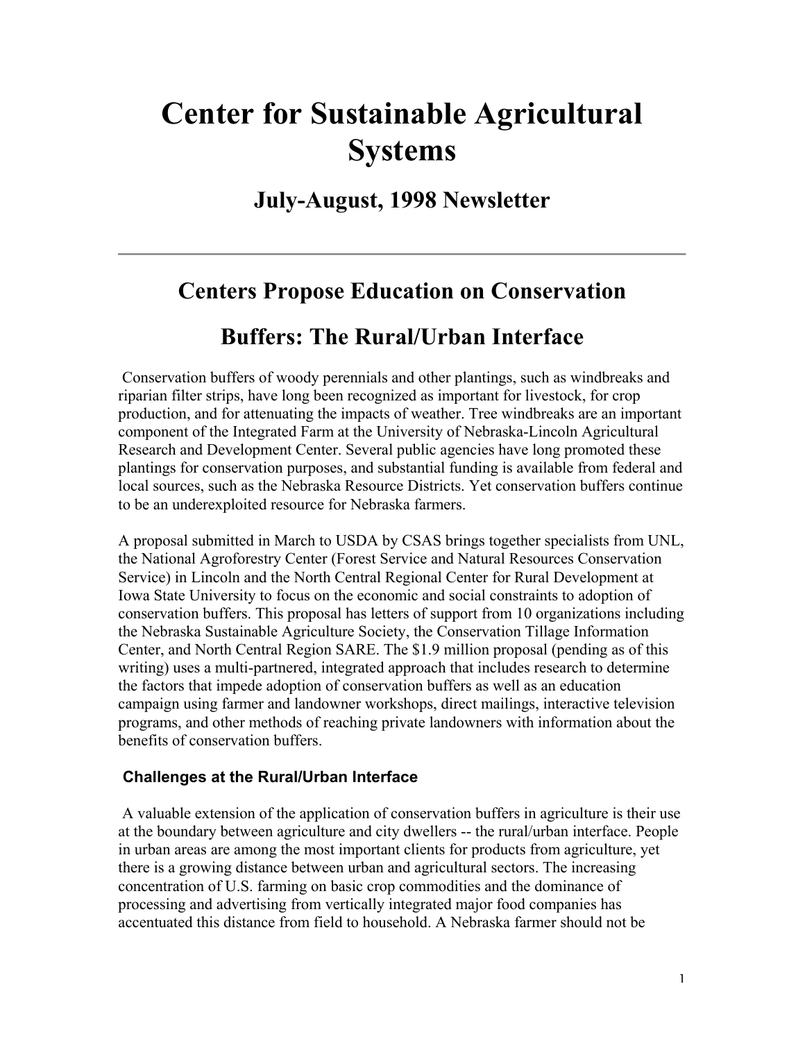# Center for Sustainable Agricultural Systems

## July-August, 1998 Newsletter

---

## Centers Propose Education on Conservation Buffers: The Rural/Urban Interface

Conservation buffers of woody perennials and other plantings, such as windbreaks and riparian filter strips, have long been recognized as important for livestock, for crop production, and for attenuating the impacts of weather. Tree windbreaks are an important component of the Integrated Farm at the University of Nebraska-Lincoln Agricultural Research and Development Center. Several public agencies have long promoted these plantings for conservation purposes, and substantial funding is available from federal and local sources, such as the Nebraska Resource Districts. Yet conservation buffers continue to be an underexploited resource for Nebraska farmers.

A proposal submitted in March to USDA by CSAS brings together specialists from UNL, the National Agroforestry Center (Forest Service and Natural Resources Conservation Service) in Lincoln and the North Central Regional Center for Rural Development at Iowa State University to focus on the economic and social constraints to adoption of conservation buffers. This proposal has letters of support from 10 organizations including the Nebraska Sustainable Agriculture Society, the Conservation Tillage Information Center, and North Central Region SARE. The $1.9 million proposal (pending as of this writing) uses a multi-partnered, integrated approach that includes research to determine the factors that impede adoption of conservation buffers as well as an education campaign using farmer and landowner workshops, direct mailings, interactive television programs, and other methods of reaching private landowners with information about the benefits of conservation buffers.

### Challenges at the Rural/Urban Interface

A valuable extension of the application of conservation buffers in agriculture is their use at the boundary between agriculture and city dwellers -- the rural/urban interface. People in urban areas are among the most important clients for products from agriculture, yet there is a growing distance between urban and agricultural sectors. The increasing concentration of U.S. farming on basic crop commodities and the dominance of processing and advertising from vertically integrated major food companies has accentuated this distance from field to household. A Nebraska farmer should not be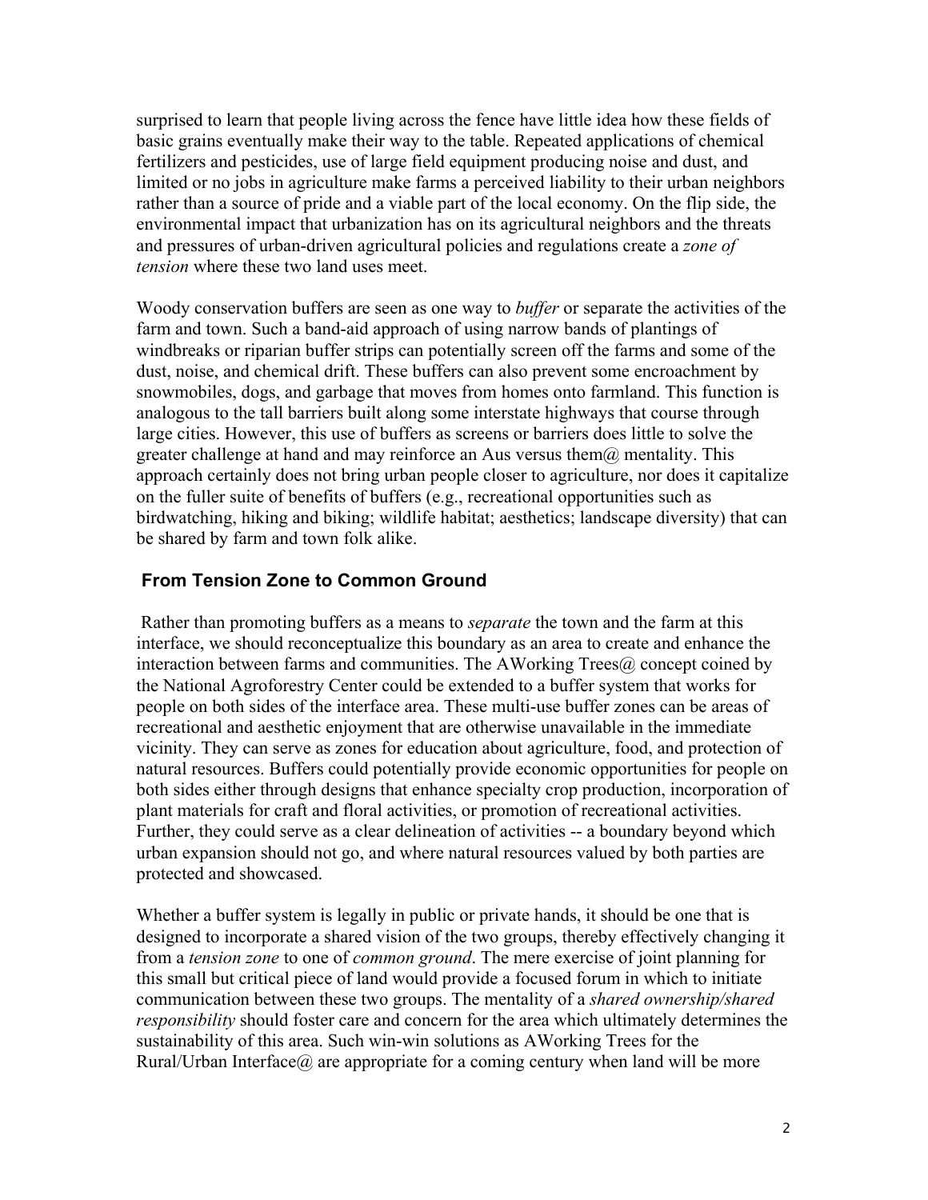surprised to learn that people living across the fence have little idea how these fields of basic grains eventually make their way to the table. Repeated applications of chemical fertilizers and pesticides, use of large field equipment producing noise and dust, and limited or no jobs in agriculture make farms a perceived liability to their urban neighbors rather than a source of pride and a viable part of the local economy. On the flip side, the environmental impact that urbanization has on its agricultural neighbors and the threats and pressures of urban-driven agricultural policies and regulations create a *zone of tension* where these two land uses meet.

Woody conservation buffers are seen as one way to *buffer* or separate the activities of the farm and town. Such a band-aid approach of using narrow bands of plantings of windbreaks or riparian buffer strips can potentially screen off the farms and some of the dust, noise, and chemical drift. These buffers can also prevent some encroachment by snowmobiles, dogs, and garbage that moves from homes onto farmland. This function is analogous to the tall barriers built along some interstate highways that course through large cities. However, this use of buffers as screens or barriers does little to solve the greater challenge at hand and may reinforce an Aus versus them@ mentality. This approach certainly does not bring urban people closer to agriculture, nor does it capitalize on the fuller suite of benefits of buffers (e.g., recreational opportunities such as birdwatching, hiking and biking; wildlife habitat; aesthetics; landscape diversity) that can be shared by farm and town folk alike.

## From Tension Zone to Common Ground

Rather than promoting buffers as a means to *separate* the town and the farm at this interface, we should reconceptualize this boundary as an area to create and enhance the interaction between farms and communities. The AWorking Trees@ concept coined by the National Agroforestry Center could be extended to a buffer system that works for people on both sides of the interface area. These multi-use buffer zones can be areas of recreational and aesthetic enjoyment that are otherwise unavailable in the immediate vicinity. They can serve as zones for education about agriculture, food, and protection of natural resources. Buffers could potentially provide economic opportunities for people on both sides either through designs that enhance specialty crop production, incorporation of plant materials for craft and floral activities, or promotion of recreational activities. Further, they could serve as a clear delineation of activities -- a boundary beyond which urban expansion should not go, and where natural resources valued by both parties are protected and showcased.

Whether a buffer system is legally in public or private hands, it should be one that is designed to incorporate a shared vision of the two groups, thereby effectively changing it from a *tension zone* to one of *common ground*. The mere exercise of joint planning for this small but critical piece of land would provide a focused forum in which to initiate communication between these two groups. The mentality of a *shared ownership/shared responsibility* should foster care and concern for the area which ultimately determines the sustainability of this area. Such win-win solutions as AWorking Trees for the Rural/Urban Interface@ are appropriate for a coming century when land will be more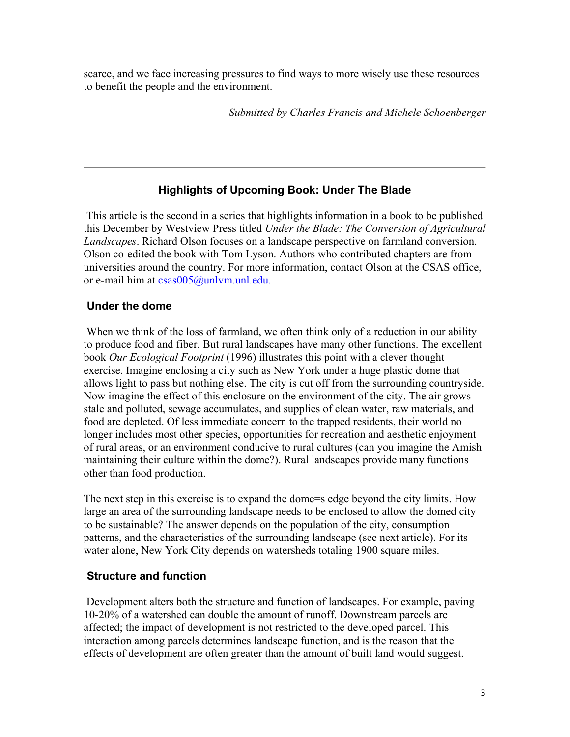scarce, and we face increasing pressures to find ways to more wisely use these resources to benefit the people and the environment.

*Submitted by Charles Francis and Michele Schoenberger*

---

## Highlights of Upcoming Book: Under The Blade

This article is the second in a series that highlights information in a book to be published this December by Westview Press titled *Under the Blade: The Conversion of Agricultural Landscapes*. Richard Olson focuses on a landscape perspective on farmland conversion. Olson co-edited the book with Tom Lyson. Authors who contributed chapters are from universities around the country. For more information, contact Olson at the CSAS office, or e-mail him at csas005@unlvm.unl.edu.

### Under the dome

When we think of the loss of farmland, we often think only of a reduction in our ability to produce food and fiber. But rural landscapes have many other functions. The excellent book *Our Ecological Footprint* (1996) illustrates this point with a clever thought exercise. Imagine enclosing a city such as New York under a huge plastic dome that allows light to pass but nothing else. The city is cut off from the surrounding countryside. Now imagine the effect of this enclosure on the environment of the city. The air grows stale and polluted, sewage accumulates, and supplies of clean water, raw materials, and food are depleted. Of less immediate concern to the trapped residents, their world no longer includes most other species, opportunities for recreation and aesthetic enjoyment of rural areas, or an environment conducive to rural cultures (can you imagine the Amish maintaining their culture within the dome?). Rural landscapes provide many functions other than food production.

The next step in this exercise is to expand the dome=s edge beyond the city limits. How large an area of the surrounding landscape needs to be enclosed to allow the domed city to be sustainable? The answer depends on the population of the city, consumption patterns, and the characteristics of the surrounding landscape (see next article). For its water alone, New York City depends on watersheds totaling 1900 square miles.

### Structure and function

Development alters both the structure and function of landscapes. For example, paving 10-20% of a watershed can double the amount of runoff. Downstream parcels are affected; the impact of development is not restricted to the developed parcel. This interaction among parcels determines landscape function, and is the reason that the effects of development are often greater than the amount of built land would suggest.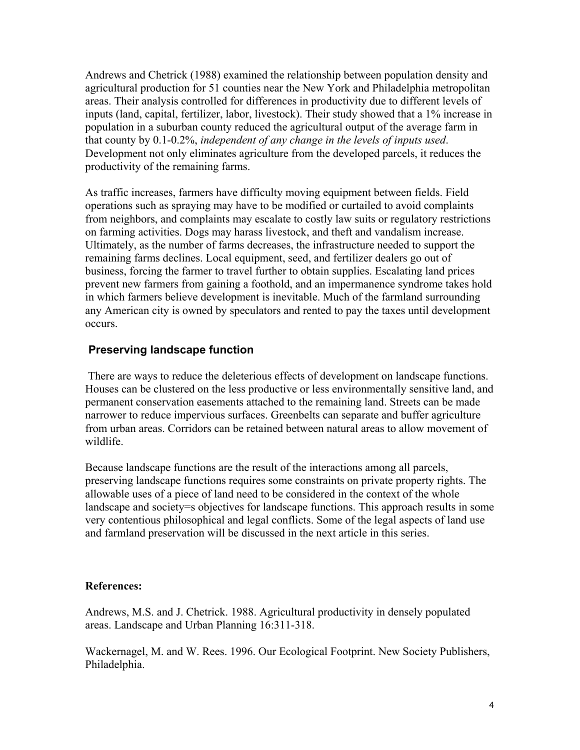Andrews and Chetrick (1988) examined the relationship between population density and agricultural production for 51 counties near the New York and Philadelphia metropolitan areas. Their analysis controlled for differences in productivity due to different levels of inputs (land, capital, fertilizer, labor, livestock). Their study showed that a 1% increase in population in a suburban county reduced the agricultural output of the average farm in that county by 0.1-0.2%, *independent of any change in the levels of inputs used*. Development not only eliminates agriculture from the developed parcels, it reduces the productivity of the remaining farms.

As traffic increases, farmers have difficulty moving equipment between fields. Field operations such as spraying may have to be modified or curtailed to avoid complaints from neighbors, and complaints may escalate to costly law suits or regulatory restrictions on farming activities. Dogs may harass livestock, and theft and vandalism increase. Ultimately, as the number of farms decreases, the infrastructure needed to support the remaining farms declines. Local equipment, seed, and fertilizer dealers go out of business, forcing the farmer to travel further to obtain supplies. Escalating land prices prevent new farmers from gaining a foothold, and an impermanence syndrome takes hold in which farmers believe development is inevitable. Much of the farmland surrounding any American city is owned by speculators and rented to pay the taxes until development occurs.

## Preserving landscape function

There are ways to reduce the deleterious effects of development on landscape functions. Houses can be clustered on the less productive or less environmentally sensitive land, and permanent conservation easements attached to the remaining land. Streets can be made narrower to reduce impervious surfaces. Greenbelts can separate and buffer agriculture from urban areas. Corridors can be retained between natural areas to allow movement of wildlife.

Because landscape functions are the result of the interactions among all parcels, preserving landscape functions requires some constraints on private property rights. The allowable uses of a piece of land need to be considered in the context of the whole landscape and society=s objectives for landscape functions. This approach results in some very contentious philosophical and legal conflicts. Some of the legal aspects of land use and farmland preservation will be discussed in the next article in this series.

**References:**

Andrews, M.S. and J. Chetrick. 1988. Agricultural productivity in densely populated areas. Landscape and Urban Planning 16:311-318.

Wackernagel, M. and W. Rees. 1996. Our Ecological Footprint. New Society Publishers, Philadelphia.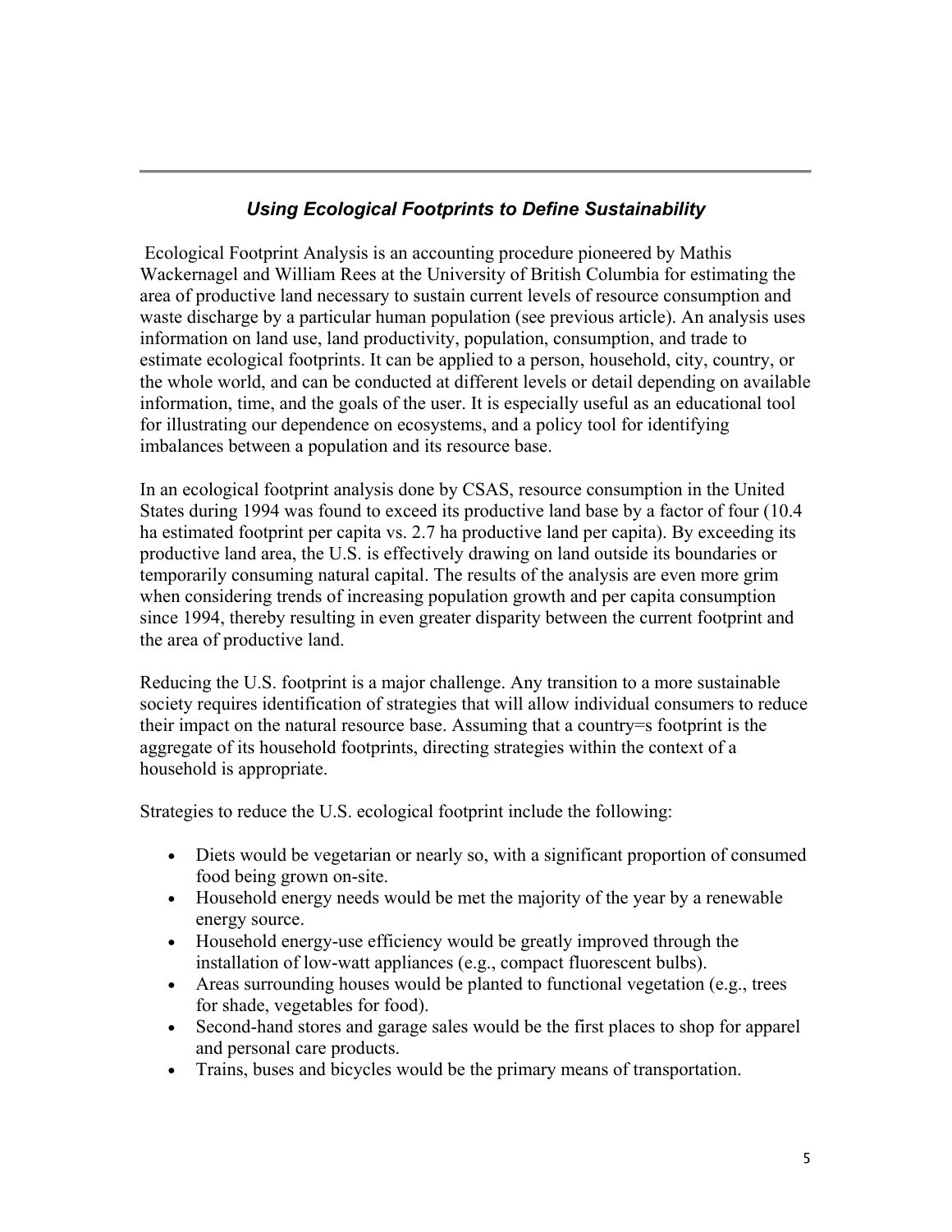---

## *Using Ecological Footprints to Define Sustainability*

Ecological Footprint Analysis is an accounting procedure pioneered by Mathis Wackernagel and William Rees at the University of British Columbia for estimating the area of productive land necessary to sustain current levels of resource consumption and waste discharge by a particular human population (see previous article). An analysis uses information on land use, land productivity, population, consumption, and trade to estimate ecological footprints. It can be applied to a person, household, city, country, or the whole world, and can be conducted at different levels or detail depending on available information, time, and the goals of the user. It is especially useful as an educational tool for illustrating our dependence on ecosystems, and a policy tool for identifying imbalances between a population and its resource base.

In an ecological footprint analysis done by CSAS, resource consumption in the United States during 1994 was found to exceed its productive land base by a factor of four (10.4 ha estimated footprint per capita vs. 2.7 ha productive land per capita). By exceeding its productive land area, the U.S. is effectively drawing on land outside its boundaries or temporarily consuming natural capital. The results of the analysis are even more grim when considering trends of increasing population growth and per capita consumption since 1994, thereby resulting in even greater disparity between the current footprint and the area of productive land.

Reducing the U.S. footprint is a major challenge. Any transition to a more sustainable society requires identification of strategies that will allow individual consumers to reduce their impact on the natural resource base. Assuming that a country=s footprint is the aggregate of its household footprints, directing strategies within the context of a household is appropriate.

Strategies to reduce the U.S. ecological footprint include the following:

- Diets would be vegetarian or nearly so, with a significant proportion of consumed food being grown on-site.
- Household energy needs would be met the majority of the year by a renewable energy source.
- Household energy-use efficiency would be greatly improved through the installation of low-watt appliances (e.g., compact fluorescent bulbs).
- Areas surrounding houses would be planted to functional vegetation (e.g., trees for shade, vegetables for food).
- Second-hand stores and garage sales would be the first places to shop for apparel and personal care products.
- Trains, buses and bicycles would be the primary means of transportation.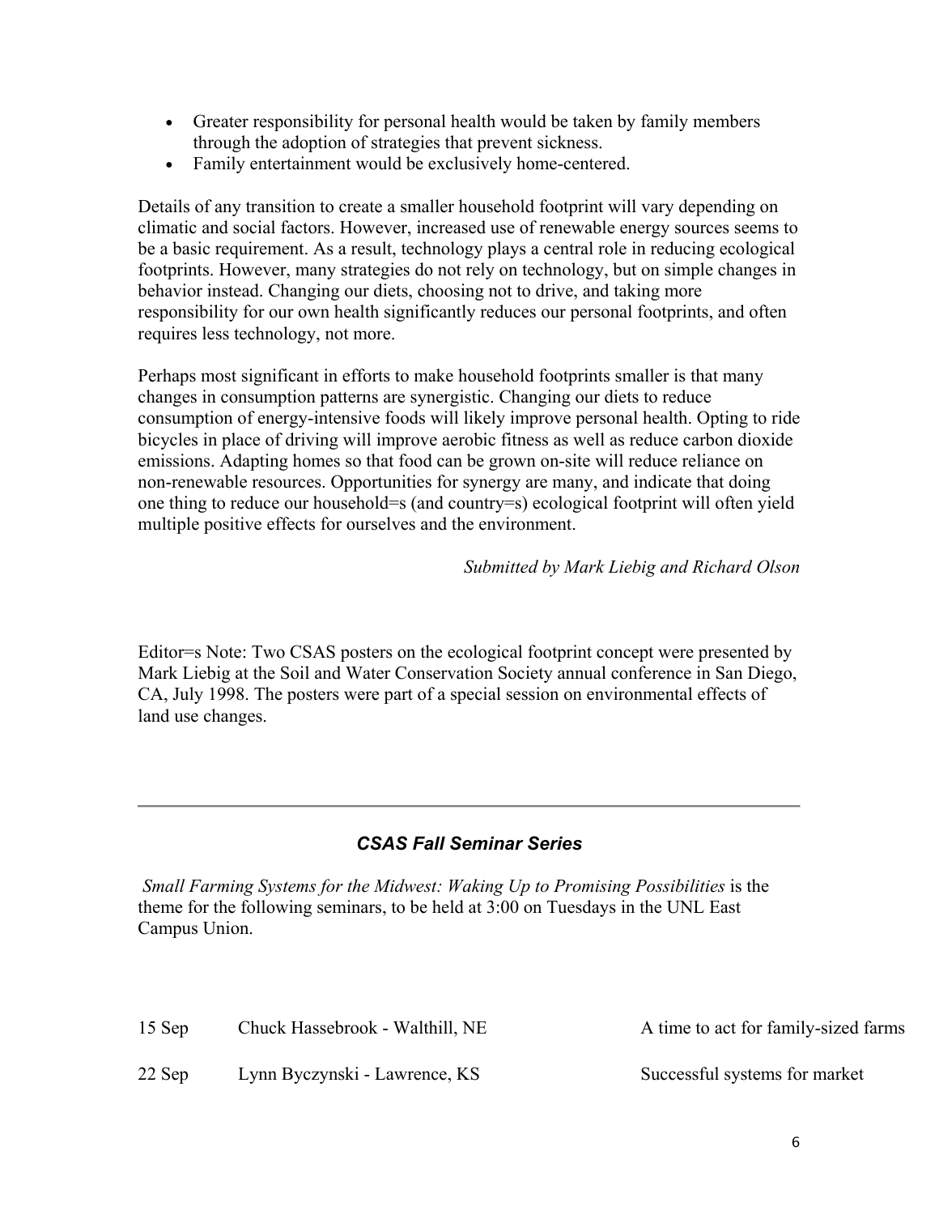- Greater responsibility for personal health would be taken by family members through the adoption of strategies that prevent sickness.
- Family entertainment would be exclusively home-centered.

Details of any transition to create a smaller household footprint will vary depending on climatic and social factors. However, increased use of renewable energy sources seems to be a basic requirement. As a result, technology plays a central role in reducing ecological footprints. However, many strategies do not rely on technology, but on simple changes in behavior instead. Changing our diets, choosing not to drive, and taking more responsibility for our own health significantly reduces our personal footprints, and often requires less technology, not more.

Perhaps most significant in efforts to make household footprints smaller is that many changes in consumption patterns are synergistic. Changing our diets to reduce consumption of energy-intensive foods will likely improve personal health. Opting to ride bicycles in place of driving will improve aerobic fitness as well as reduce carbon dioxide emissions. Adapting homes so that food can be grown on-site will reduce reliance on non-renewable resources. Opportunities for synergy are many, and indicate that doing one thing to reduce our household=s (and country=s) ecological footprint will often yield multiple positive effects for ourselves and the environment.

*Submitted by Mark Liebig and Richard Olson*

Editor=s Note: Two CSAS posters on the ecological footprint concept were presented by Mark Liebig at the Soil and Water Conservation Society annual conference in San Diego, CA, July 1998. The posters were part of a special session on environmental effects of land use changes.

---

## *CSAS Fall Seminar Series*

*Small Farming Systems for the Midwest: Waking Up to Promising Possibilities* is the theme for the following seminars, to be held at 3:00 on Tuesdays in the UNL East Campus Union.

| | | |
|---|---|---|
| 15 Sep | Chuck Hassebrook - Walthill, NE | A time to act for family-sized farms |
| 22 Sep | Lynn Byczynski - Lawrence, KS | Successful systems for market |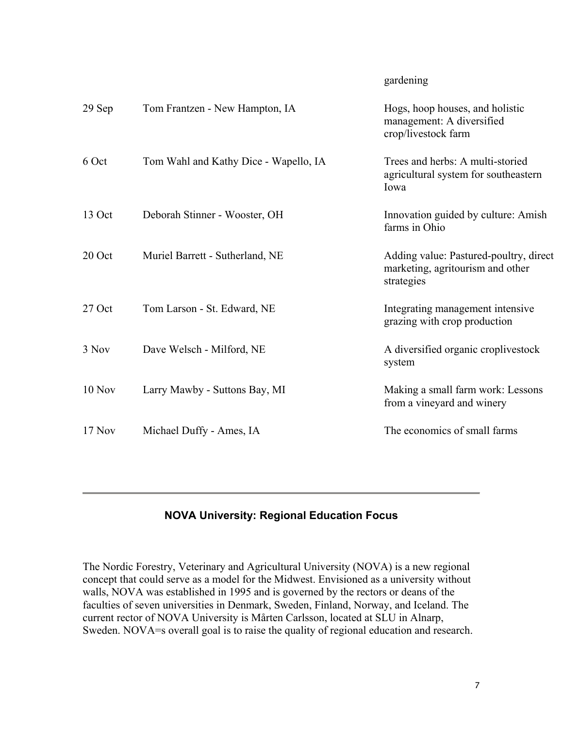| | | |
|---|---|---|
| | | gardening |
| 29 Sep | Tom Frantzen - New Hampton, IA | Hogs, hoop houses, and holistic management: A diversified crop/livestock farm |
| 6 Oct | Tom Wahl and Kathy Dice - Wapello, IA | Trees and herbs: A multi-storied agricultural system for southeastern Iowa |
| 13 Oct | Deborah Stinner - Wooster, OH | Innovation guided by culture: Amish farms in Ohio |
| 20 Oct | Muriel Barrett - Sutherland, NE | Adding value: Pastured-poultry, direct marketing, agritourism and other strategies |
| 27 Oct | Tom Larson - St. Edward, NE | Integrating management intensive grazing with crop production |
| 3 Nov | Dave Welsch - Milford, NE | A diversified organic croplivestock system |
| 10 Nov | Larry Mawby - Suttons Bay, MI | Making a small farm work: Lessons from a vineyard and winery |
| 17 Nov | Michael Duffy - Ames, IA | The economics of small farms |

---

## NOVA University: Regional Education Focus

The Nordic Forestry, Veterinary and Agricultural University (NOVA) is a new regional concept that could serve as a model for the Midwest. Envisioned as a university without walls, NOVA was established in 1995 and is governed by the rectors or deans of the faculties of seven universities in Denmark, Sweden, Finland, Norway, and Iceland. The current rector of NOVA University is Mårten Carlsson, located at SLU in Alnarp, Sweden. NOVA=s overall goal is to raise the quality of regional education and research.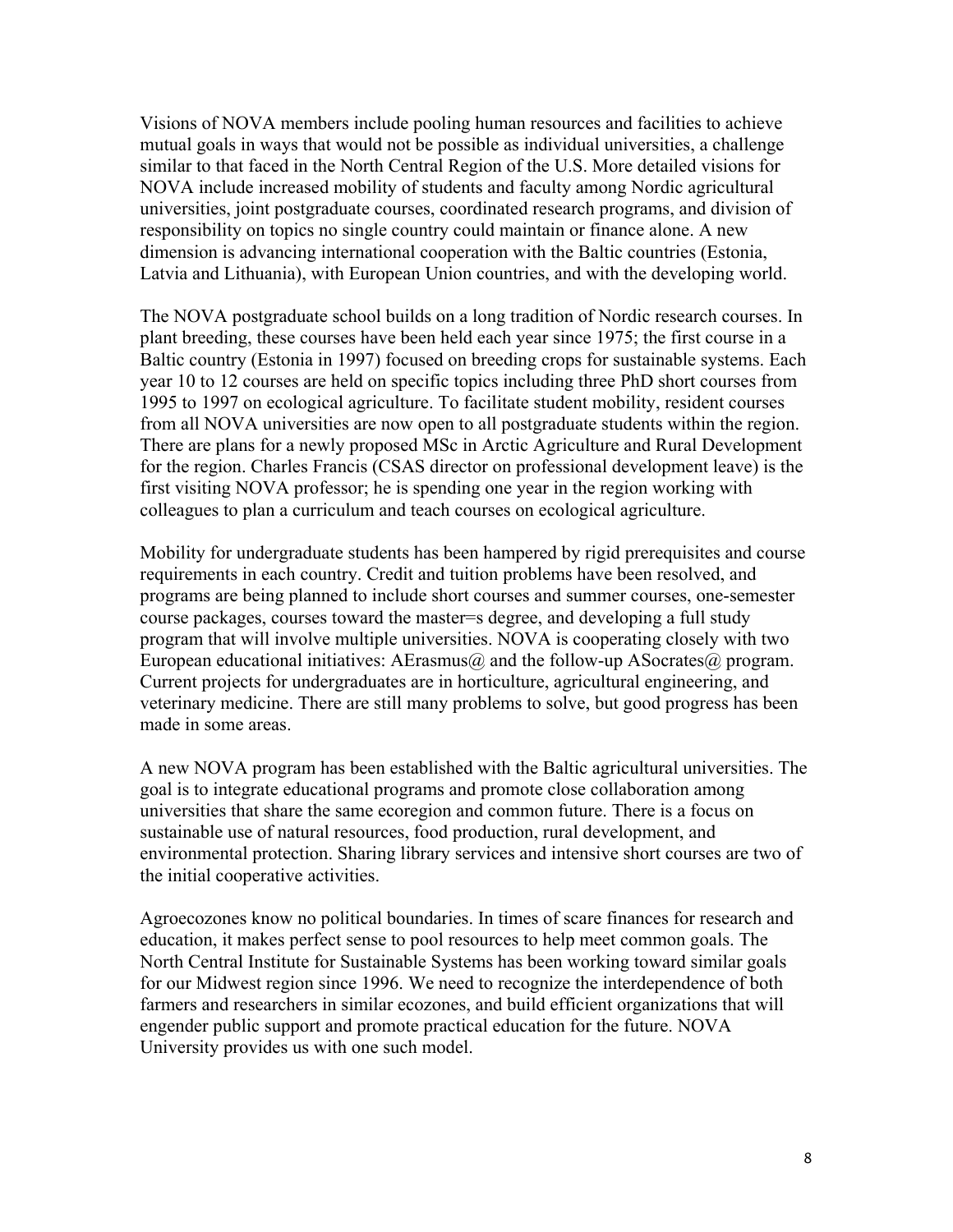Visions of NOVA members include pooling human resources and facilities to achieve mutual goals in ways that would not be possible as individual universities, a challenge similar to that faced in the North Central Region of the U.S. More detailed visions for NOVA include increased mobility of students and faculty among Nordic agricultural universities, joint postgraduate courses, coordinated research programs, and division of responsibility on topics no single country could maintain or finance alone. A new dimension is advancing international cooperation with the Baltic countries (Estonia, Latvia and Lithuania), with European Union countries, and with the developing world.

The NOVA postgraduate school builds on a long tradition of Nordic research courses. In plant breeding, these courses have been held each year since 1975; the first course in a Baltic country (Estonia in 1997) focused on breeding crops for sustainable systems. Each year 10 to 12 courses are held on specific topics including three PhD short courses from 1995 to 1997 on ecological agriculture. To facilitate student mobility, resident courses from all NOVA universities are now open to all postgraduate students within the region. There are plans for a newly proposed MSc in Arctic Agriculture and Rural Development for the region. Charles Francis (CSAS director on professional development leave) is the first visiting NOVA professor; he is spending one year in the region working with colleagues to plan a curriculum and teach courses on ecological agriculture.

Mobility for undergraduate students has been hampered by rigid prerequisites and course requirements in each country. Credit and tuition problems have been resolved, and programs are being planned to include short courses and summer courses, one-semester course packages, courses toward the master=s degree, and developing a full study program that will involve multiple universities. NOVA is cooperating closely with two European educational initiatives: AErasmus@ and the follow-up ASocrates@ program. Current projects for undergraduates are in horticulture, agricultural engineering, and veterinary medicine. There are still many problems to solve, but good progress has been made in some areas.

A new NOVA program has been established with the Baltic agricultural universities. The goal is to integrate educational programs and promote close collaboration among universities that share the same ecoregion and common future. There is a focus on sustainable use of natural resources, food production, rural development, and environmental protection. Sharing library services and intensive short courses are two of the initial cooperative activities.

Agroecozones know no political boundaries. In times of scare finances for research and education, it makes perfect sense to pool resources to help meet common goals. The North Central Institute for Sustainable Systems has been working toward similar goals for our Midwest region since 1996. We need to recognize the interdependence of both farmers and researchers in similar ecozones, and build efficient organizations that will engender public support and promote practical education for the future. NOVA University provides us with one such model.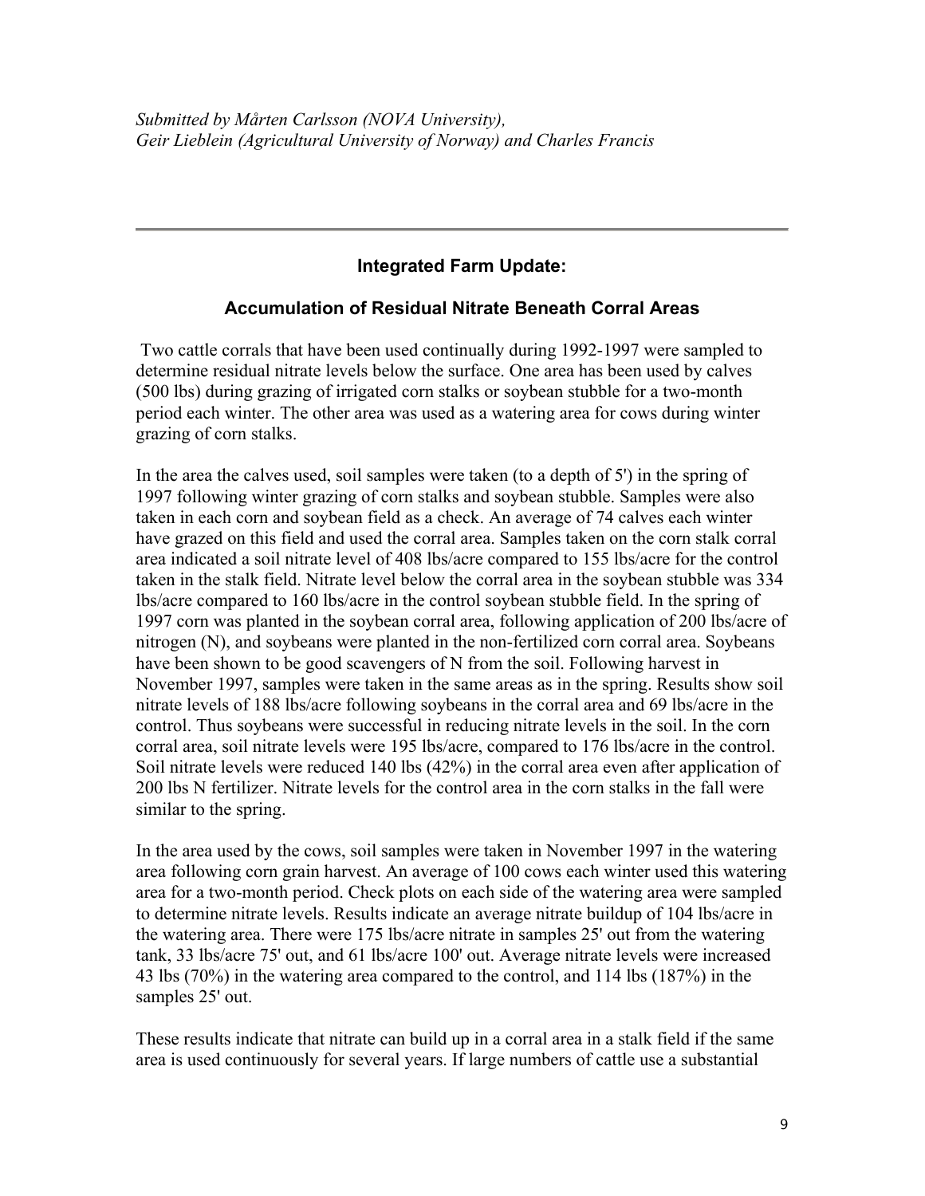*Submitted by Mårten Carlsson (NOVA University), Geir Lieblein (Agricultural University of Norway) and Charles Francis*

---

## Integrated Farm Update:

### Accumulation of Residual Nitrate Beneath Corral Areas

Two cattle corrals that have been used continually during 1992-1997 were sampled to determine residual nitrate levels below the surface. One area has been used by calves (500 lbs) during grazing of irrigated corn stalks or soybean stubble for a two-month period each winter. The other area was used as a watering area for cows during winter grazing of corn stalks.

In the area the calves used, soil samples were taken (to a depth of 5') in the spring of 1997 following winter grazing of corn stalks and soybean stubble. Samples were also taken in each corn and soybean field as a check. An average of 74 calves each winter have grazed on this field and used the corral area. Samples taken on the corn stalk corral area indicated a soil nitrate level of 408 lbs/acre compared to 155 lbs/acre for the control taken in the stalk field. Nitrate level below the corral area in the soybean stubble was 334 lbs/acre compared to 160 lbs/acre in the control soybean stubble field. In the spring of 1997 corn was planted in the soybean corral area, following application of 200 lbs/acre of nitrogen (N), and soybeans were planted in the non-fertilized corn corral area. Soybeans have been shown to be good scavengers of N from the soil. Following harvest in November 1997, samples were taken in the same areas as in the spring. Results show soil nitrate levels of 188 lbs/acre following soybeans in the corral area and 69 lbs/acre in the control. Thus soybeans were successful in reducing nitrate levels in the soil. In the corn corral area, soil nitrate levels were 195 lbs/acre, compared to 176 lbs/acre in the control. Soil nitrate levels were reduced 140 lbs (42%) in the corral area even after application of 200 lbs N fertilizer. Nitrate levels for the control area in the corn stalks in the fall were similar to the spring.

In the area used by the cows, soil samples were taken in November 1997 in the watering area following corn grain harvest. An average of 100 cows each winter used this watering area for a two-month period. Check plots on each side of the watering area were sampled to determine nitrate levels. Results indicate an average nitrate buildup of 104 lbs/acre in the watering area. There were 175 lbs/acre nitrate in samples 25' out from the watering tank, 33 lbs/acre 75' out, and 61 lbs/acre 100' out. Average nitrate levels were increased 43 lbs (70%) in the watering area compared to the control, and 114 lbs (187%) in the samples 25' out.

These results indicate that nitrate can build up in a corral area in a stalk field if the same area is used continuously for several years. If large numbers of cattle use a substantial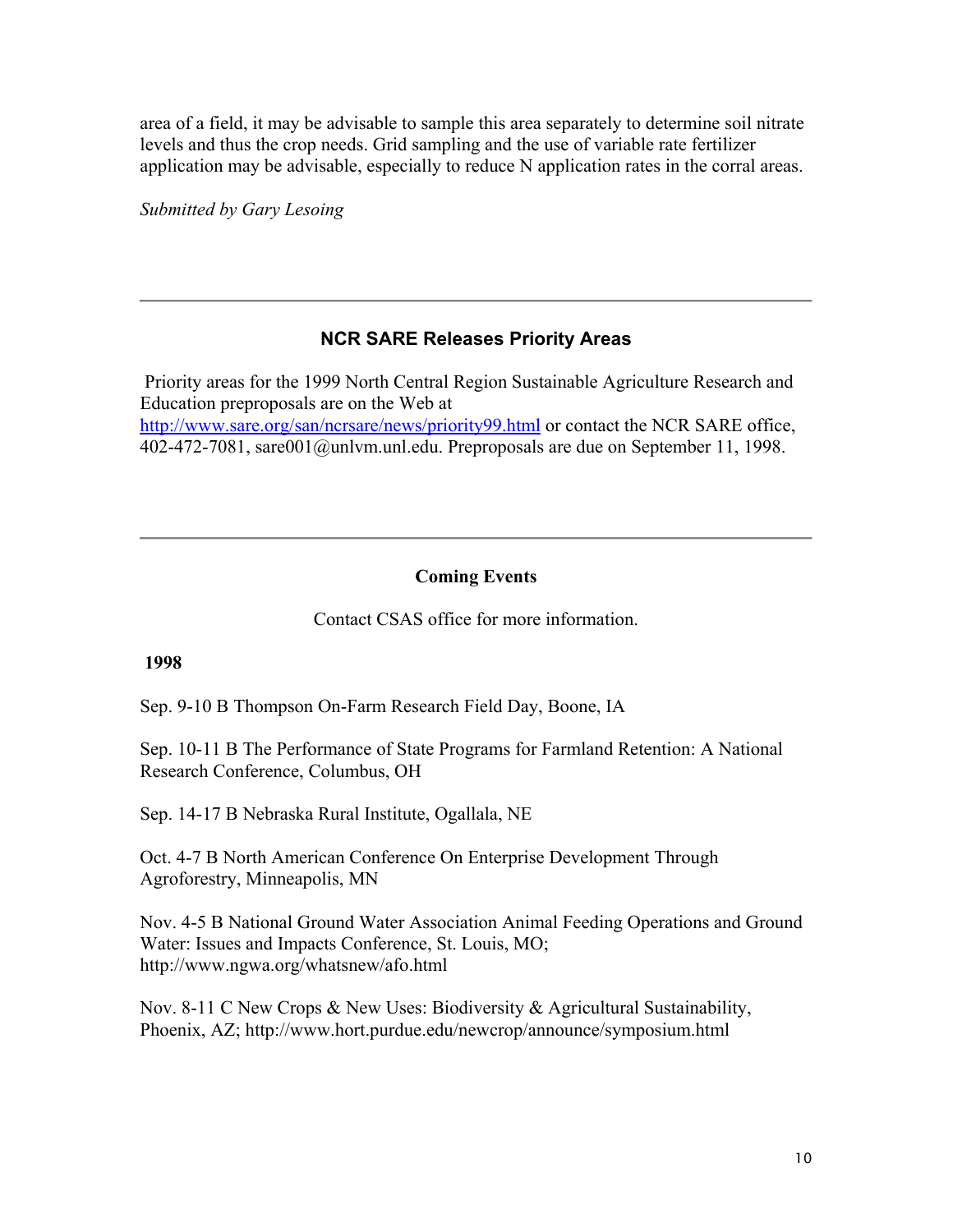area of a field, it may be advisable to sample this area separately to determine soil nitrate levels and thus the crop needs. Grid sampling and the use of variable rate fertilizer application may be advisable, especially to reduce N application rates in the corral areas.

*Submitted by Gary Lesoing*

---

## NCR SARE Releases Priority Areas

Priority areas for the 1999 North Central Region Sustainable Agriculture Research and Education preproposals are on the Web at http://www.sare.org/san/ncrsare/news/priority99.html or contact the NCR SARE office, 402-472-7081, sare001@unlvm.unl.edu. Preproposals are due on September 11, 1998.

---

## Coming Events

Contact CSAS office for more information.

**1998**

Sep. 9-10 B Thompson On-Farm Research Field Day, Boone, IA

Sep. 10-11 B The Performance of State Programs for Farmland Retention: A National Research Conference, Columbus, OH

Sep. 14-17 B Nebraska Rural Institute, Ogallala, NE

Oct. 4-7 B North American Conference On Enterprise Development Through Agroforestry, Minneapolis, MN

Nov. 4-5 B National Ground Water Association Animal Feeding Operations and Ground Water: Issues and Impacts Conference, St. Louis, MO; http://www.ngwa.org/whatsnew/afo.html

Nov. 8-11 C New Crops & New Uses: Biodiversity & Agricultural Sustainability, Phoenix, AZ; http://www.hort.purdue.edu/newcrop/announce/symposium.html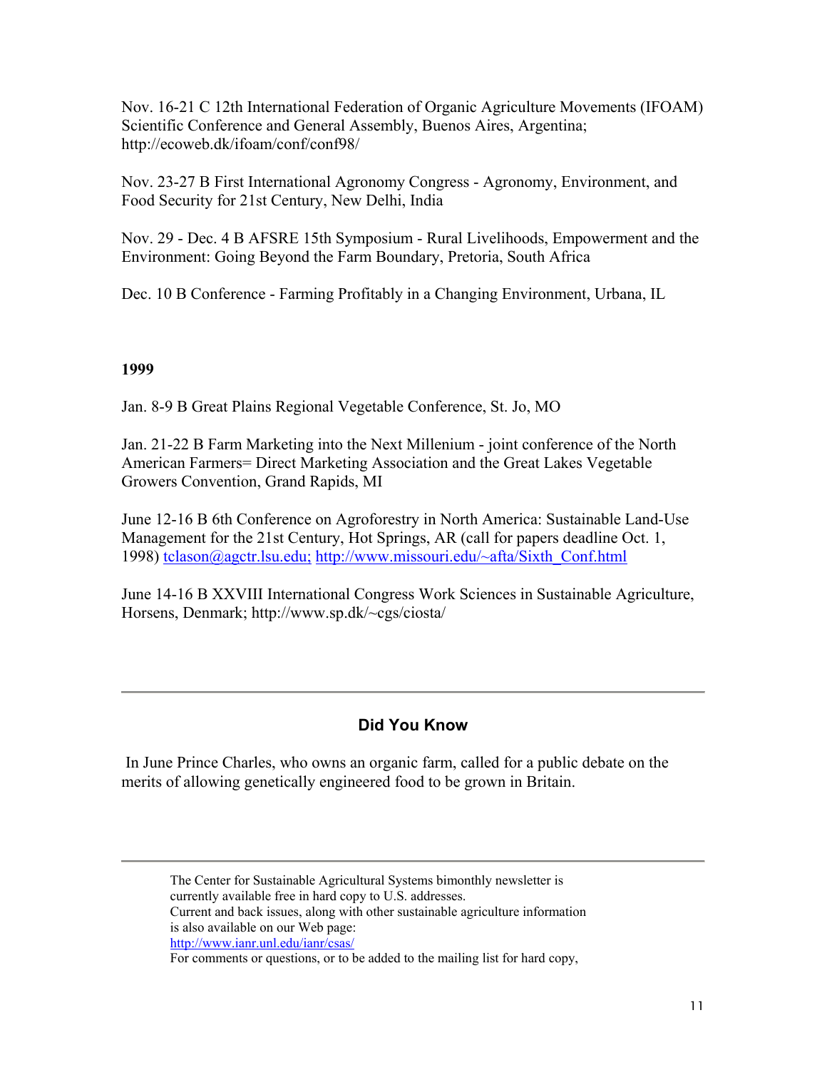Nov. 16-21 C 12th International Federation of Organic Agriculture Movements (IFOAM) Scientific Conference and General Assembly, Buenos Aires, Argentina; http://ecoweb.dk/ifoam/conf/conf98/

Nov. 23-27 B First International Agronomy Congress - Agronomy, Environment, and Food Security for 21st Century, New Delhi, India

Nov. 29 - Dec. 4 B AFSRE 15th Symposium - Rural Livelihoods, Empowerment and the Environment: Going Beyond the Farm Boundary, Pretoria, South Africa

Dec. 10 B Conference - Farming Profitably in a Changing Environment, Urbana, IL

**1999**

Jan. 8-9 B Great Plains Regional Vegetable Conference, St. Jo, MO

Jan. 21-22 B Farm Marketing into the Next Millenium - joint conference of the North American Farmers= Direct Marketing Association and the Great Lakes Vegetable Growers Convention, Grand Rapids, MI

June 12-16 B 6th Conference on Agroforestry in North America: Sustainable Land-Use Management for the 21st Century, Hot Springs, AR (call for papers deadline Oct. 1, 1998) tclason@agctr.lsu.edu; http://www.missouri.edu/~afta/Sixth_Conf.html

June 14-16 B XXVIII International Congress Work Sciences in Sustainable Agriculture, Horsens, Denmark; http://www.sp.dk/~cgs/ciosta/

---

## Did You Know

In June Prince Charles, who owns an organic farm, called for a public debate on the merits of allowing genetically engineered food to be grown in Britain.

---

The Center for Sustainable Agricultural Systems bimonthly newsletter is currently available free in hard copy to U.S. addresses.
Current and back issues, along with other sustainable agriculture information is also available on our Web page:
http://www.ianr.unl.edu/ianr/csas/
For comments or questions, or to be added to the mailing list for hard copy,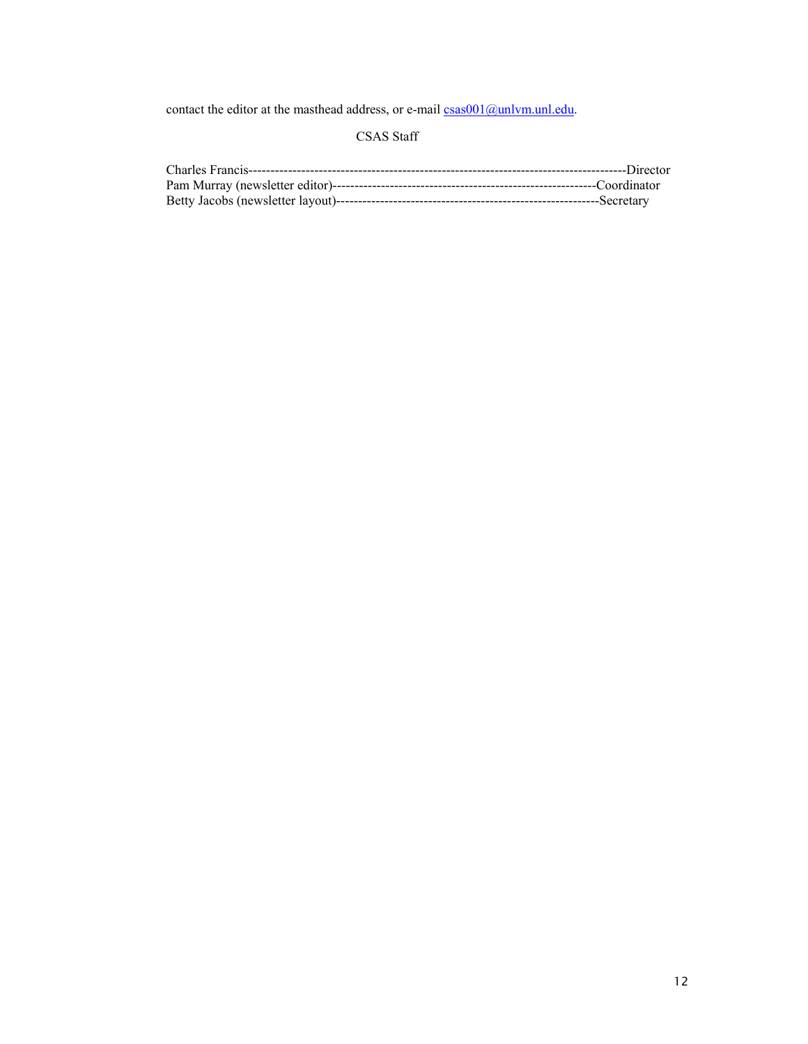contact the editor at the masthead address, or e-mail csas001@unlvm.unl.edu.

CSAS Staff

Charles Francis------------------------------------------------------------------------------------Director
Pam Murray (newsletter editor)------------------------------------------------------------Coordinator
Betty Jacobs (newsletter layout)------------------------------------------------------------Secretary